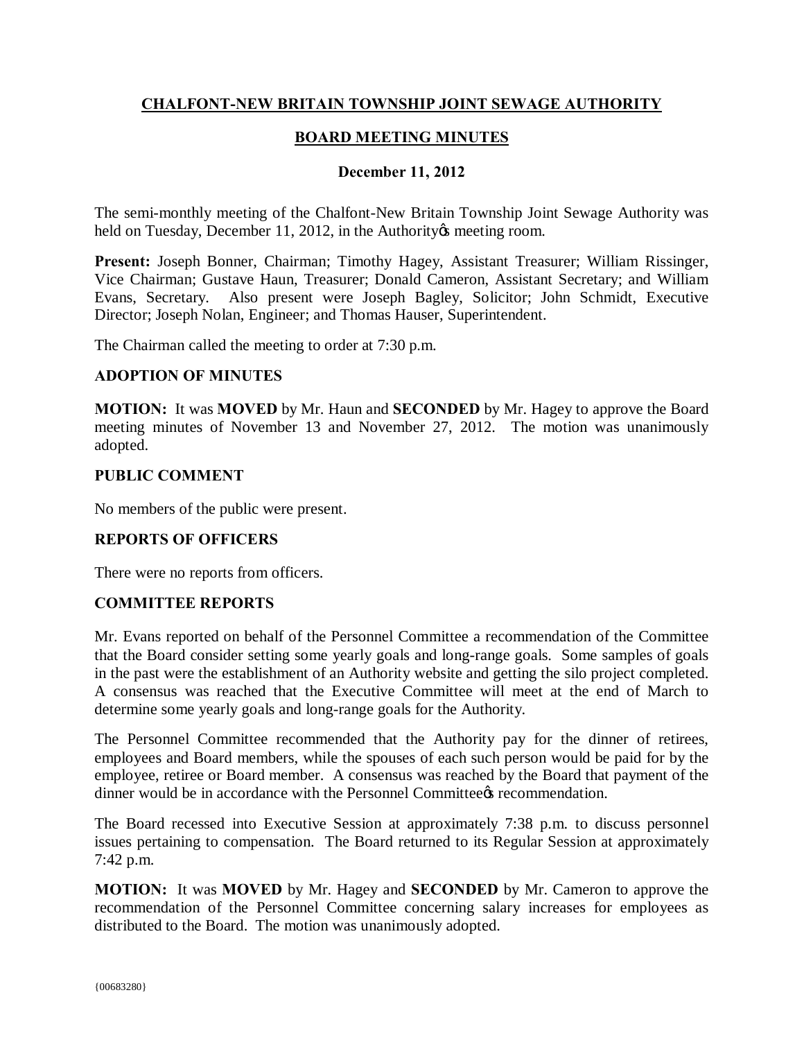# CHALFONT-NEW BRITAIN TOWNSHIP JOINT SEWAGE AUTHORITY

## BOARD MEETING MINUTES

### December 11, 2012

The semi-monthly meeting of the Chalfont-New Britain Township Joint Sewage Authority was held on Tuesday, December 11, 2012, in the Authorityφs meeting room.

**Present:** Joseph Bonner, Chairman; Timothy Hagey, Assistant Treasurer; William Rissinger, Vice Chairman; Gustave Haun, Treasurer; Donald Cameron, Assistant Secretary; and William Evans, Secretary. Also present were Joseph Bagley, Solicitor; John Schmidt, Executive Director; Joseph Nolan, Engineer; and Thomas Hauser, Superintendent.

The Chairman called the meeting to order at 7:30 p.m.

**ADOPTION OF MINUTES**

**MOTION:** It was **MOVED** by Mr. Haun and **SECONDED** by Mr. Hagey to approve the Board meeting minutes of November 13 and November 27, 2012. The motion was unanimously adopted.

**PUBLIC COMMENT**

No members of the public were present.

**REPORTS OF OFFICERS**

There were no reports from officers.

**COMMITTEE REPORTS**

Mr. Evans reported on behalf of the Personnel Committee a recommendation of the Committee that the Board consider setting some yearly goals and long-range goals. Some samples of goals in the past were the establishment of an Authority website and getting the silo project completed. A consensus was reached that the Executive Committee will meet at the end of March to determine some yearly goals and long-range goals for the Authority.

The Personnel Committee recommended that the Authority pay for the dinner of retirees, employees and Board members, while the spouses of each such person would be paid for by the employee, retiree or Board member. A consensus was reached by the Board that payment of the dinner would be in accordance with the Personnel Committeeφs recommendation.

The Board recessed into Executive Session at approximately 7:38 p.m. to discuss personnel issues pertaining to compensation. The Board returned to its Regular Session at approximately 7:42 p.m.

**MOTION:** It was **MOVED** by Mr. Hagey and **SECONDED** by Mr. Cameron to approve the recommendation of the Personnel Committee concerning salary increases for employees as distributed to the Board. The motion was unanimously adopted.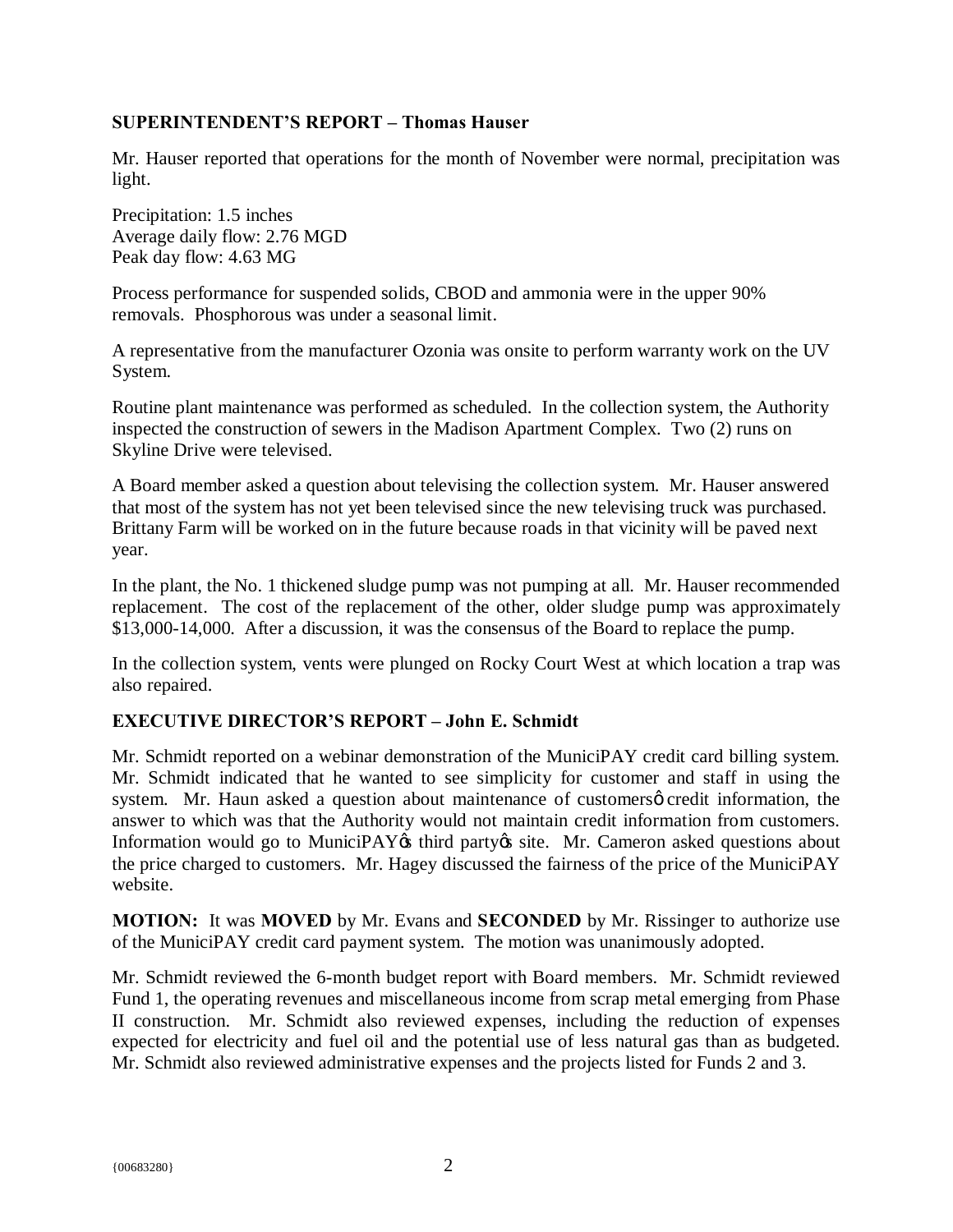**SUPERINTENDENT'S REPORT – Thomas Hauser**

Mr. Hauser reported that operations for the month of November were normal, precipitation was light.

Precipitation: 1.5 inches
Average daily flow: 2.76 MGD
Peak day flow: 4.63 MG

Process performance for suspended solids, CBOD and ammonia were in the upper 90% removals. Phosphorous was under a seasonal limit.

A representative from the manufacturer Ozonia was onsite to perform warranty work on the UV System.

Routine plant maintenance was performed as scheduled. In the collection system, the Authority inspected the construction of sewers in the Madison Apartment Complex. Two (2) runs on Skyline Drive were televised.

A Board member asked a question about televising the collection system. Mr. Hauser answered that most of the system has not yet been televised since the new televising truck was purchased. Brittany Farm will be worked on in the future because roads in that vicinity will be paved next year.

In the plant, the No. 1 thickened sludge pump was not pumping at all. Mr. Hauser recommended replacement. The cost of the replacement of the other, older sludge pump was approximately $13,000-14,000. After a discussion, it was the consensus of the Board to replace the pump.

In the collection system, vents were plunged on Rocky Court West at which location a trap was also repaired.

**EXECUTIVE DIRECTOR'S REPORT – John E. Schmidt**

Mr. Schmidt reported on a webinar demonstration of the MuniciPAY credit card billing system. Mr. Schmidt indicated that he wanted to see simplicity for customer and staff in using the system. Mr. Haun asked a question about maintenance of customersø credit information, the answer to which was that the Authority would not maintain credit information from customers. Information would go to MuniciPAY's third party's site. Mr. Cameron asked questions about the price charged to customers. Mr. Hagey discussed the fairness of the price of the MuniciPAY website.

**MOTION:** It was **MOVED** by Mr. Evans and **SECONDED** by Mr. Rissinger to authorize use of the MuniciPAY credit card payment system. The motion was unanimously adopted.

Mr. Schmidt reviewed the 6-month budget report with Board members. Mr. Schmidt reviewed Fund 1, the operating revenues and miscellaneous income from scrap metal emerging from Phase II construction. Mr. Schmidt also reviewed expenses, including the reduction of expenses expected for electricity and fuel oil and the potential use of less natural gas than as budgeted. Mr. Schmidt also reviewed administrative expenses and the projects listed for Funds 2 and 3.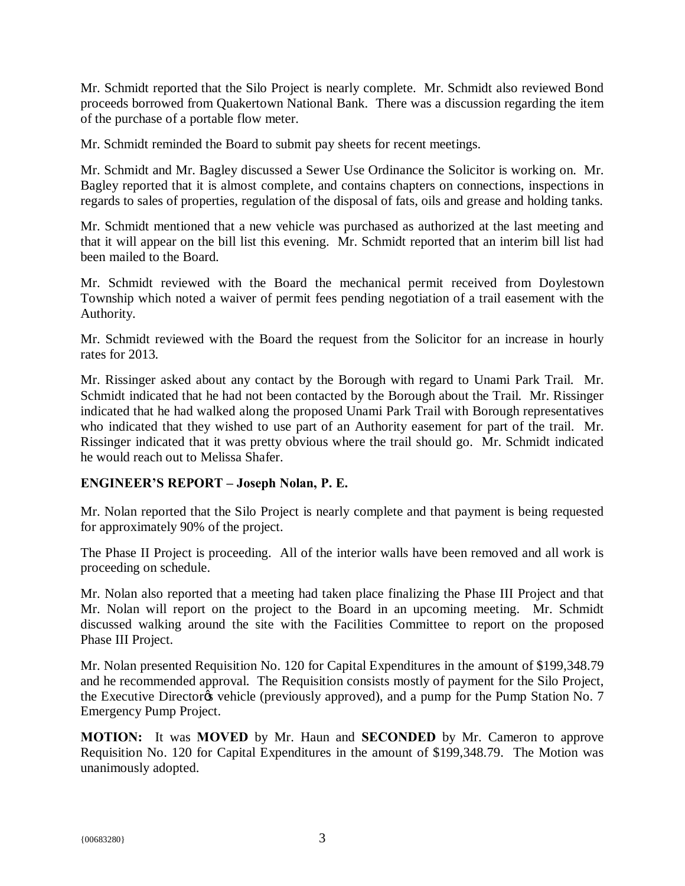Mr. Schmidt reported that the Silo Project is nearly complete. Mr. Schmidt also reviewed Bond proceeds borrowed from Quakertown National Bank. There was a discussion regarding the item of the purchase of a portable flow meter.

Mr. Schmidt reminded the Board to submit pay sheets for recent meetings.

Mr. Schmidt and Mr. Bagley discussed a Sewer Use Ordinance the Solicitor is working on. Mr. Bagley reported that it is almost complete, and contains chapters on connections, inspections in regards to sales of properties, regulation of the disposal of fats, oils and grease and holding tanks.

Mr. Schmidt mentioned that a new vehicle was purchased as authorized at the last meeting and that it will appear on the bill list this evening. Mr. Schmidt reported that an interim bill list had been mailed to the Board.

Mr. Schmidt reviewed with the Board the mechanical permit received from Doylestown Township which noted a waiver of permit fees pending negotiation of a trail easement with the Authority.

Mr. Schmidt reviewed with the Board the request from the Solicitor for an increase in hourly rates for 2013.

Mr. Rissinger asked about any contact by the Borough with regard to Unami Park Trail. Mr. Schmidt indicated that he had not been contacted by the Borough about the Trail. Mr. Rissinger indicated that he had walked along the proposed Unami Park Trail with Borough representatives who indicated that they wished to use part of an Authority easement for part of the trail. Mr. Rissinger indicated that it was pretty obvious where the trail should go. Mr. Schmidt indicated he would reach out to Melissa Shafer.

**ENGINEER'S REPORT – Joseph Nolan, P. E.**

Mr. Nolan reported that the Silo Project is nearly complete and that payment is being requested for approximately 90% of the project.

The Phase II Project is proceeding. All of the interior walls have been removed and all work is proceeding on schedule.

Mr. Nolan also reported that a meeting had taken place finalizing the Phase III Project and that Mr. Nolan will report on the project to the Board in an upcoming meeting. Mr. Schmidt discussed walking around the site with the Facilities Committee to report on the proposed Phase III Project.

Mr. Nolan presented Requisition No. 120 for Capital Expenditures in the amount of $199,348.79 and he recommended approval. The Requisition consists mostly of payment for the Silo Project, the Executive Director's vehicle (previously approved), and a pump for the Pump Station No. 7 Emergency Pump Project.

**MOTION:** It was **MOVED** by Mr. Haun and **SECONDED** by Mr. Cameron to approve Requisition No. 120 for Capital Expenditures in the amount of $199,348.79. The Motion was unanimously adopted.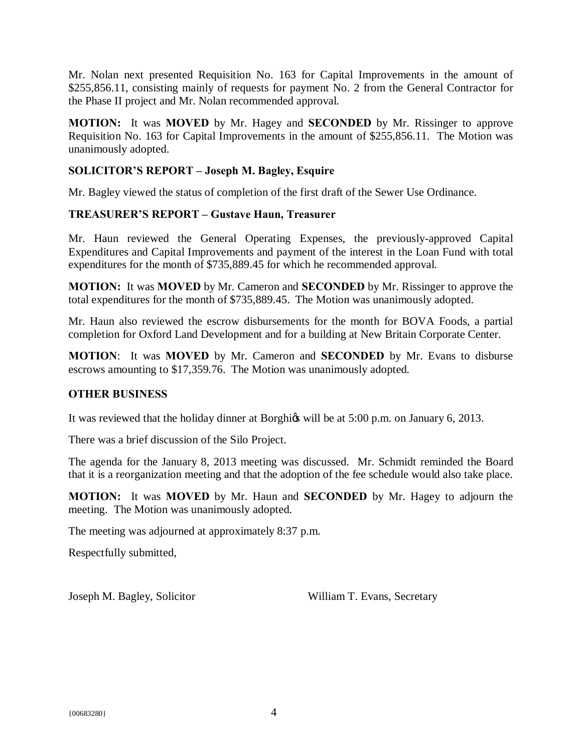Mr. Nolan next presented Requisition No. 163 for Capital Improvements in the amount of $255,856.11, consisting mainly of requests for payment No. 2 from the General Contractor for the Phase II project and Mr. Nolan recommended approval.

**MOTION:** It was **MOVED** by Mr. Hagey and **SECONDED** by Mr. Rissinger to approve Requisition No. 163 for Capital Improvements in the amount of $255,856.11. The Motion was unanimously adopted.

**SOLICITOR'S REPORT – Joseph M. Bagley, Esquire**

Mr. Bagley viewed the status of completion of the first draft of the Sewer Use Ordinance.

**TREASURER'S REPORT – Gustave Haun, Treasurer**

Mr. Haun reviewed the General Operating Expenses, the previously-approved Capital Expenditures and Capital Improvements and payment of the interest in the Loan Fund with total expenditures for the month of $735,889.45 for which he recommended approval.

**MOTION:** It was **MOVED** by Mr. Cameron and **SECONDED** by Mr. Rissinger to approve the total expenditures for the month of $735,889.45. The Motion was unanimously adopted.

Mr. Haun also reviewed the escrow disbursements for the month for BOVA Foods, a partial completion for Oxford Land Development and for a building at New Britain Corporate Center.

**MOTION**: It was **MOVED** by Mr. Cameron and **SECONDED** by Mr. Evans to disburse escrows amounting to $17,359.76. The Motion was unanimously adopted.

**OTHER BUSINESS**

It was reviewed that the holiday dinner at Borghi's will be at 5:00 p.m. on January 6, 2013.

There was a brief discussion of the Silo Project.

The agenda for the January 8, 2013 meeting was discussed. Mr. Schmidt reminded the Board that it is a reorganization meeting and that the adoption of the fee schedule would also take place.

**MOTION:** It was **MOVED** by Mr. Haun and **SECONDED** by Mr. Hagey to adjourn the meeting. The Motion was unanimously adopted.

The meeting was adjourned at approximately 8:37 p.m.

Respectfully submitted,

Joseph M. Bagley, Solicitor

William T. Evans, Secretary

{00683280}